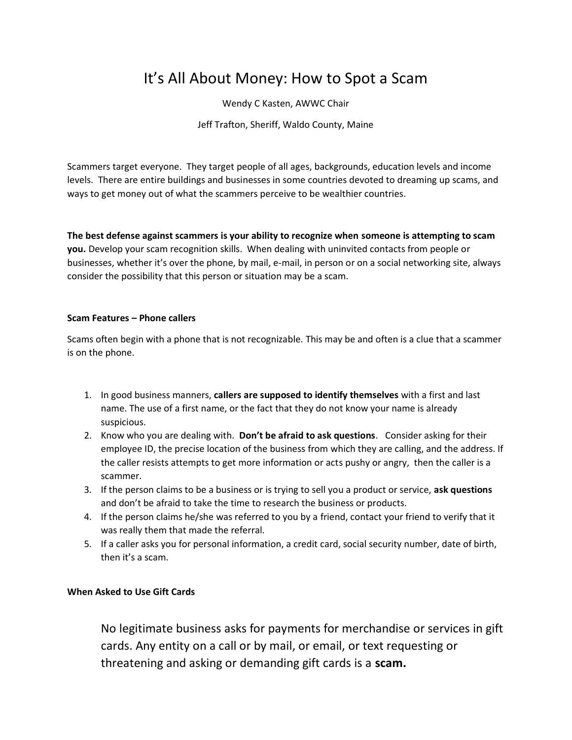# It's All About Money: How to Spot a Scam

Wendy C Kasten, AWWC Chair

Jeff Trafton, Sheriff, Waldo County, Maine

Scammers target everyone. They target people of all ages, backgrounds, education levels and income levels. There are entire buildings and businesses in some countries devoted to dreaming up scams, and ways to get money out of what the scammers perceive to be wealthier countries.

**The best defense against scammers is your ability to recognize when someone is attempting to scam you.** Develop your scam recognition skills. When dealing with uninvited contacts from people or businesses, whether it's over the phone, by mail, e-mail, in person or on a social networking site, always consider the possibility that this person or situation may be a scam.

#### Scam Features – Phone callers

Scams often begin with a phone that is not recognizable. This may be and often is a clue that a scammer is on the phone.

1. In good business manners, **callers are supposed to identify themselves** with a first and last name. The use of a first name, or the fact that they do not know your name is already suspicious.
2. Know who you are dealing with. **Don't be afraid to ask questions**. Consider asking for their employee ID, the precise location of the business from which they are calling, and the address. If the caller resists attempts to get more information or acts pushy or angry, then the caller is a scammer.
3. If the person claims to be a business or is trying to sell you a product or service, **ask questions** and don't be afraid to take the time to research the business or products.
4. If the person claims he/she was referred to you by a friend, contact your friend to verify that it was really them that made the referral.
5. If a caller asks you for personal information, a credit card, social security number, date of birth, then it's a scam.

#### When Asked to Use Gift Cards

No legitimate business asks for payments for merchandise or services in gift cards. Any entity on a call or by mail, or email, or text requesting or threatening and asking or demanding gift cards is a **scam.**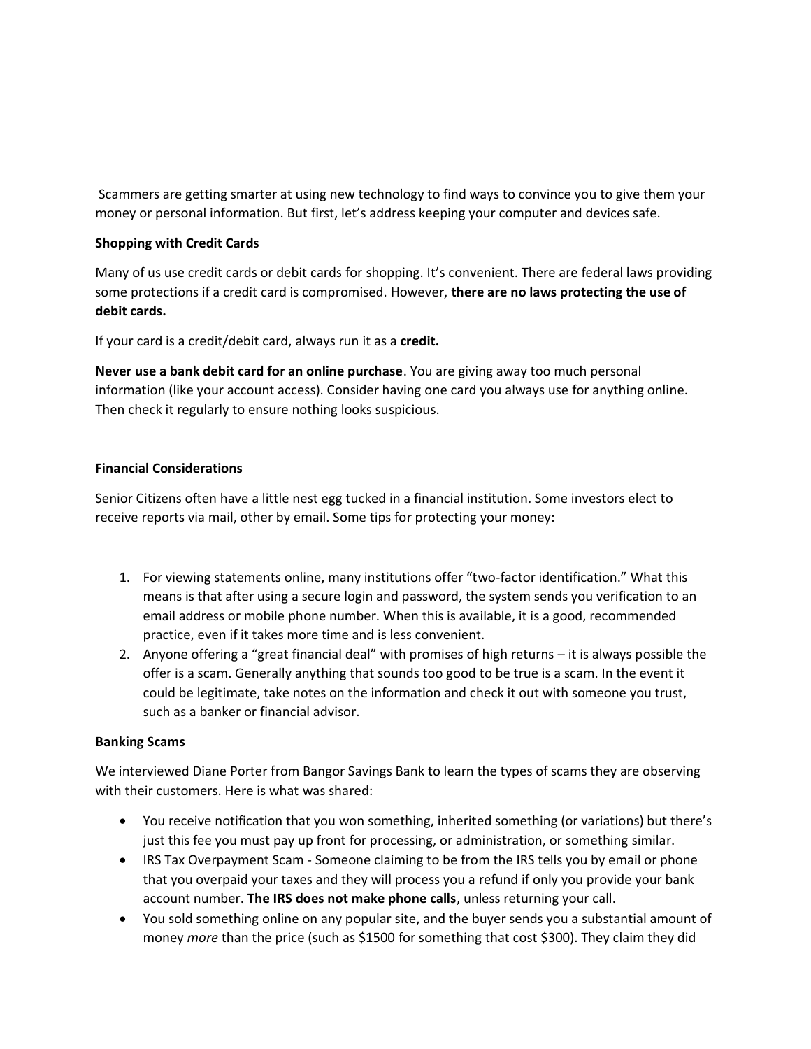Scammers are getting smarter at using new technology to find ways to convince you to give them your money or personal information. But first, let's address keeping your computer and devices safe.

**Shopping with Credit Cards**

Many of us use credit cards or debit cards for shopping. It's convenient. There are federal laws providing some protections if a credit card is compromised. However, **there are no laws protecting the use of debit cards.**

If your card is a credit/debit card, always run it as a **credit.**

**Never use a bank debit card for an online purchase**. You are giving away too much personal information (like your account access). Consider having one card you always use for anything online. Then check it regularly to ensure nothing looks suspicious.

**Financial Considerations**

Senior Citizens often have a little nest egg tucked in a financial institution. Some investors elect to receive reports via mail, other by email. Some tips for protecting your money:

1. For viewing statements online, many institutions offer "two-factor identification." What this means is that after using a secure login and password, the system sends you verification to an email address or mobile phone number. When this is available, it is a good, recommended practice, even if it takes more time and is less convenient.
2. Anyone offering a "great financial deal" with promises of high returns – it is always possible the offer is a scam. Generally anything that sounds too good to be true is a scam. In the event it could be legitimate, take notes on the information and check it out with someone you trust, such as a banker or financial advisor.

**Banking Scams**

We interviewed Diane Porter from Bangor Savings Bank to learn the types of scams they are observing with their customers. Here is what was shared:

- You receive notification that you won something, inherited something (or variations) but there's just this fee you must pay up front for processing, or administration, or something similar.
- IRS Tax Overpayment Scam - Someone claiming to be from the IRS tells you by email or phone that you overpaid your taxes and they will process you a refund if only you provide your bank account number. **The IRS does not make phone calls**, unless returning your call.
- You sold something online on any popular site, and the buyer sends you a substantial amount of money *more* than the price (such as $1500 for something that cost $300). They claim they did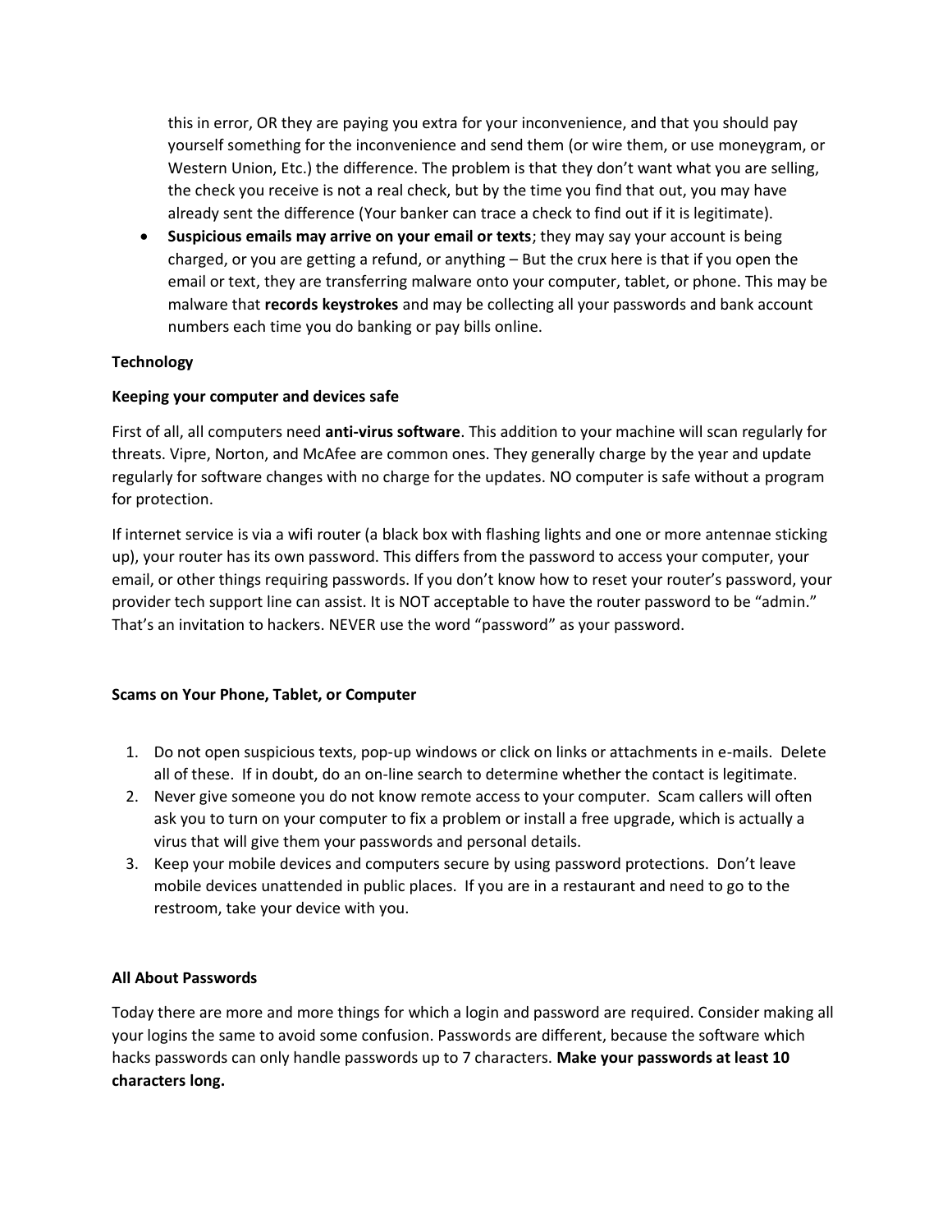this in error, OR they are paying you extra for your inconvenience, and that you should pay yourself something for the inconvenience and send them (or wire them, or use moneygram, or Western Union, Etc.) the difference. The problem is that they don't want what you are selling, the check you receive is not a real check, but by the time you find that out, you may have already sent the difference (Your banker can trace a check to find out if it is legitimate).

- **Suspicious emails may arrive on your email or texts**; they may say your account is being charged, or you are getting a refund, or anything – But the crux here is that if you open the email or text, they are transferring malware onto your computer, tablet, or phone. This may be malware that **records keystrokes** and may be collecting all your passwords and bank account numbers each time you do banking or pay bills online.

**Technology**

**Keeping your computer and devices safe**

First of all, all computers need **anti-virus software**. This addition to your machine will scan regularly for threats. Vipre, Norton, and McAfee are common ones. They generally charge by the year and update regularly for software changes with no charge for the updates. NO computer is safe without a program for protection.

If internet service is via a wifi router (a black box with flashing lights and one or more antennae sticking up), your router has its own password. This differs from the password to access your computer, your email, or other things requiring passwords. If you don't know how to reset your router's password, your provider tech support line can assist. It is NOT acceptable to have the router password to be "admin." That's an invitation to hackers. NEVER use the word "password" as your password.

**Scams on Your Phone, Tablet, or Computer**

1. Do not open suspicious texts, pop-up windows or click on links or attachments in e-mails. Delete all of these. If in doubt, do an on-line search to determine whether the contact is legitimate.
2. Never give someone you do not know remote access to your computer. Scam callers will often ask you to turn on your computer to fix a problem or install a free upgrade, which is actually a virus that will give them your passwords and personal details.
3. Keep your mobile devices and computers secure by using password protections. Don't leave mobile devices unattended in public places. If you are in a restaurant and need to go to the restroom, take your device with you.

**All About Passwords**

Today there are more and more things for which a login and password are required. Consider making all your logins the same to avoid some confusion. Passwords are different, because the software which hacks passwords can only handle passwords up to 7 characters. **Make your passwords at least 10 characters long.**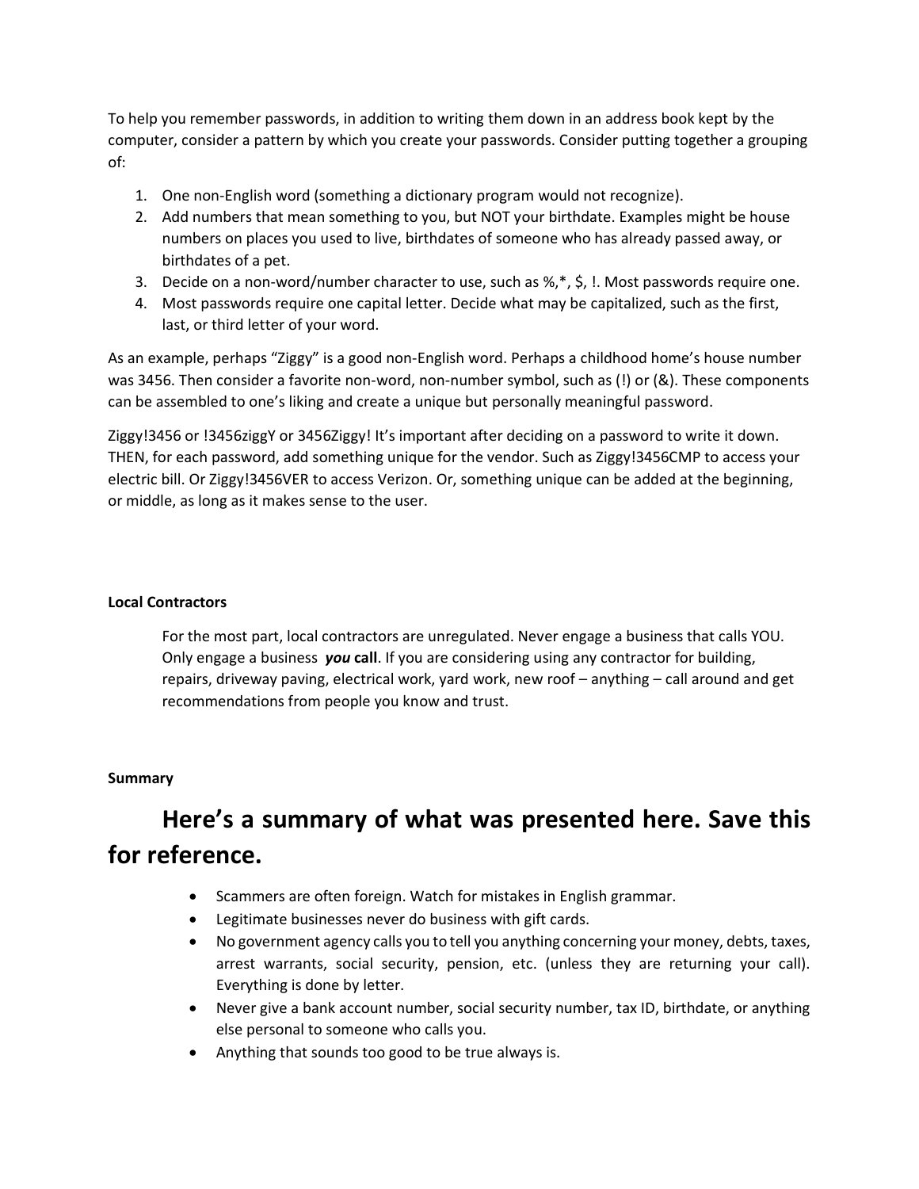To help you remember passwords, in addition to writing them down in an address book kept by the computer, consider a pattern by which you create your passwords. Consider putting together a grouping of:

1. One non-English word (something a dictionary program would not recognize).
2. Add numbers that mean something to you, but NOT your birthdate. Examples might be house numbers on places you used to live, birthdates of someone who has already passed away, or birthdates of a pet.
3. Decide on a non-word/number character to use, such as %,*, $, !. Most passwords require one.
4. Most passwords require one capital letter. Decide what may be capitalized, such as the first, last, or third letter of your word.

As an example, perhaps "Ziggy" is a good non-English word. Perhaps a childhood home's house number was 3456. Then consider a favorite non-word, non-number symbol, such as (!) or (&). These components can be assembled to one's liking and create a unique but personally meaningful password.

Ziggy!3456 or !3456ziggY or 3456Ziggy! It's important after deciding on a password to write it down. THEN, for each password, add something unique for the vendor. Such as Ziggy!3456CMP to access your electric bill. Or Ziggy!3456VER to access Verizon. Or, something unique can be added at the beginning, or middle, as long as it makes sense to the user.

**Local Contractors**

For the most part, local contractors are unregulated. Never engage a business that calls YOU. Only engage a business ***you* call**. If you are considering using any contractor for building, repairs, driveway paving, electrical work, yard work, new roof – anything – call around and get recommendations from people you know and trust.

**Summary**

# Here's a summary of what was presented here. Save this for reference.

- Scammers are often foreign. Watch for mistakes in English grammar.
- Legitimate businesses never do business with gift cards.
- No government agency calls you to tell you anything concerning your money, debts, taxes, arrest warrants, social security, pension, etc. (unless they are returning your call). Everything is done by letter.
- Never give a bank account number, social security number, tax ID, birthdate, or anything else personal to someone who calls you.
- Anything that sounds too good to be true always is.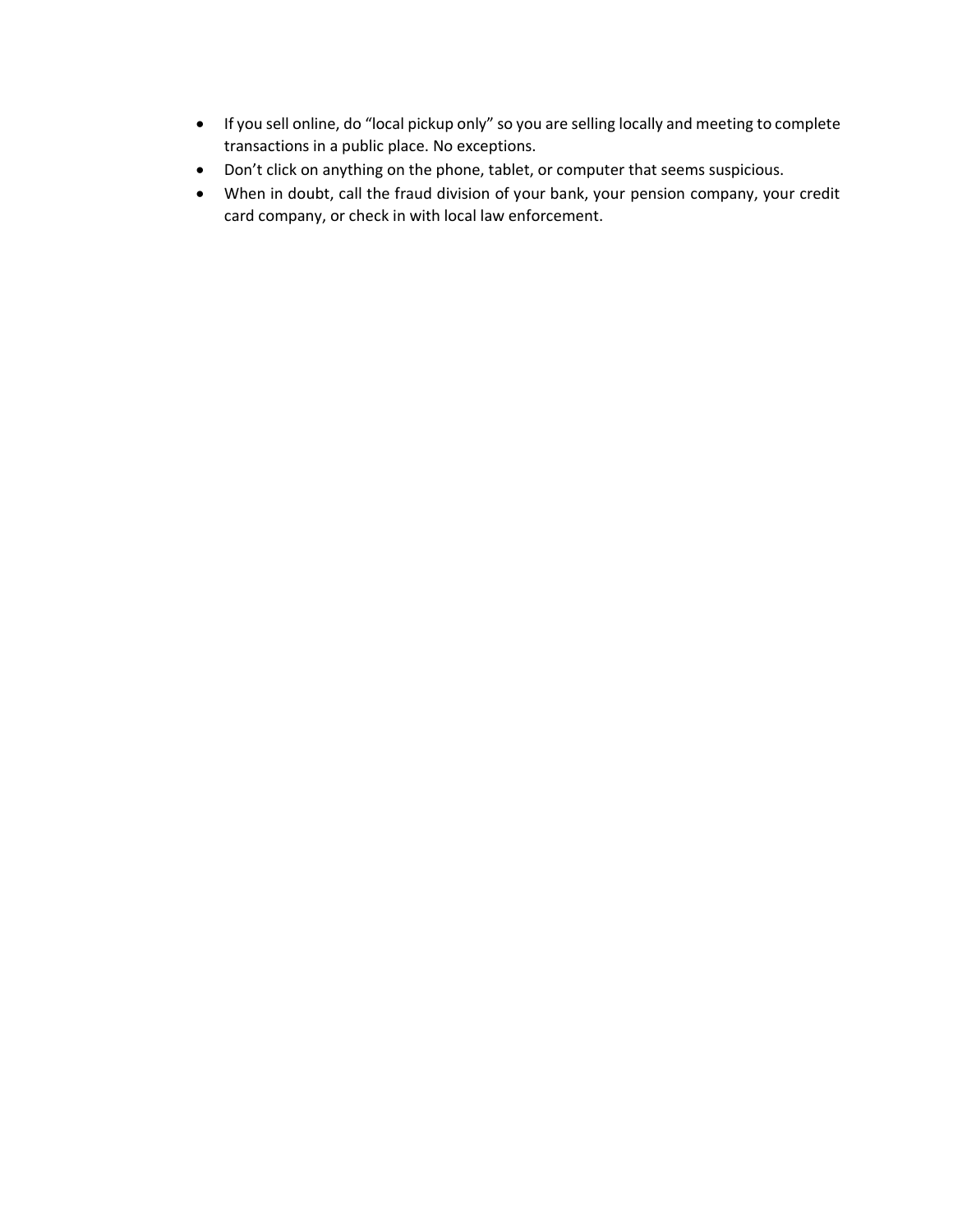- If you sell online, do “local pickup only” so you are selling locally and meeting to complete transactions in a public place. No exceptions.
- Don’t click on anything on the phone, tablet, or computer that seems suspicious.
- When in doubt, call the fraud division of your bank, your pension company, your credit card company, or check in with local law enforcement.